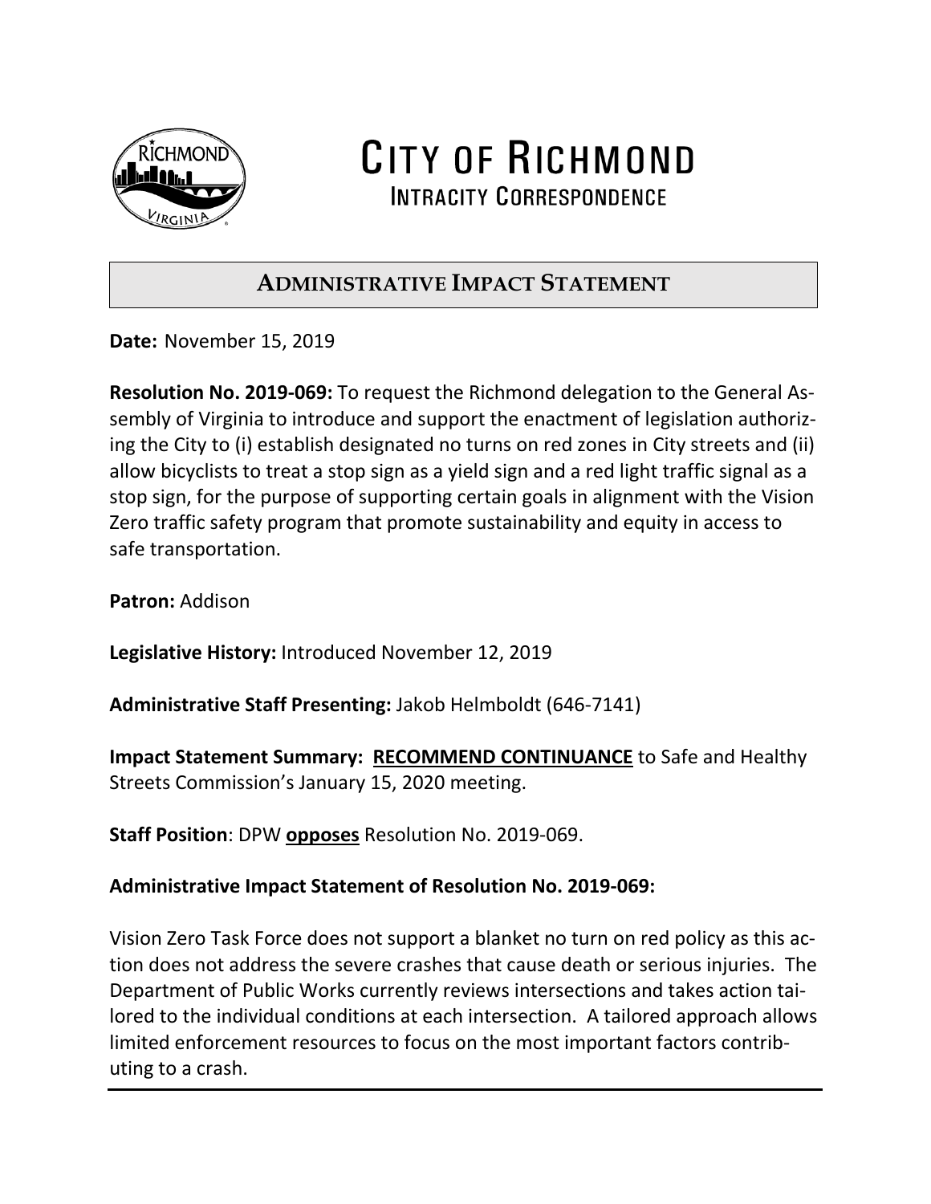# CITY OF RICHMOND

## INTRACITY CORRESPONDENCE

## ADMINISTRATIVE IMPACT STATEMENT

**Date:** November 15, 2019

**Resolution No. 2019-069:** To request the Richmond delegation to the General Assembly of Virginia to introduce and support the enactment of legislation authorizing the City to (i) establish designated no turns on red zones in City streets and (ii) allow bicyclists to treat a stop sign as a yield sign and a red light traffic signal as a stop sign, for the purpose of supporting certain goals in alignment with the Vision Zero traffic safety program that promote sustainability and equity in access to safe transportation.

**Patron:** Addison

**Legislative History:** Introduced November 12, 2019

**Administrative Staff Presenting:** Jakob Helmboldt (646-7141)

**Impact Statement Summary: <u>RECOMMEND CONTINUANCE</u>** to Safe and Healthy Streets Commission's January 15, 2020 meeting.

**Staff Position**: DPW **<u>opposes</u>** Resolution No. 2019-069.

**Administrative Impact Statement of Resolution No. 2019-069:**

Vision Zero Task Force does not support a blanket no turn on red policy as this action does not address the severe crashes that cause death or serious injuries. The Department of Public Works currently reviews intersections and takes action tailored to the individual conditions at each intersection. A tailored approach allows limited enforcement resources to focus on the most important factors contributing to a crash.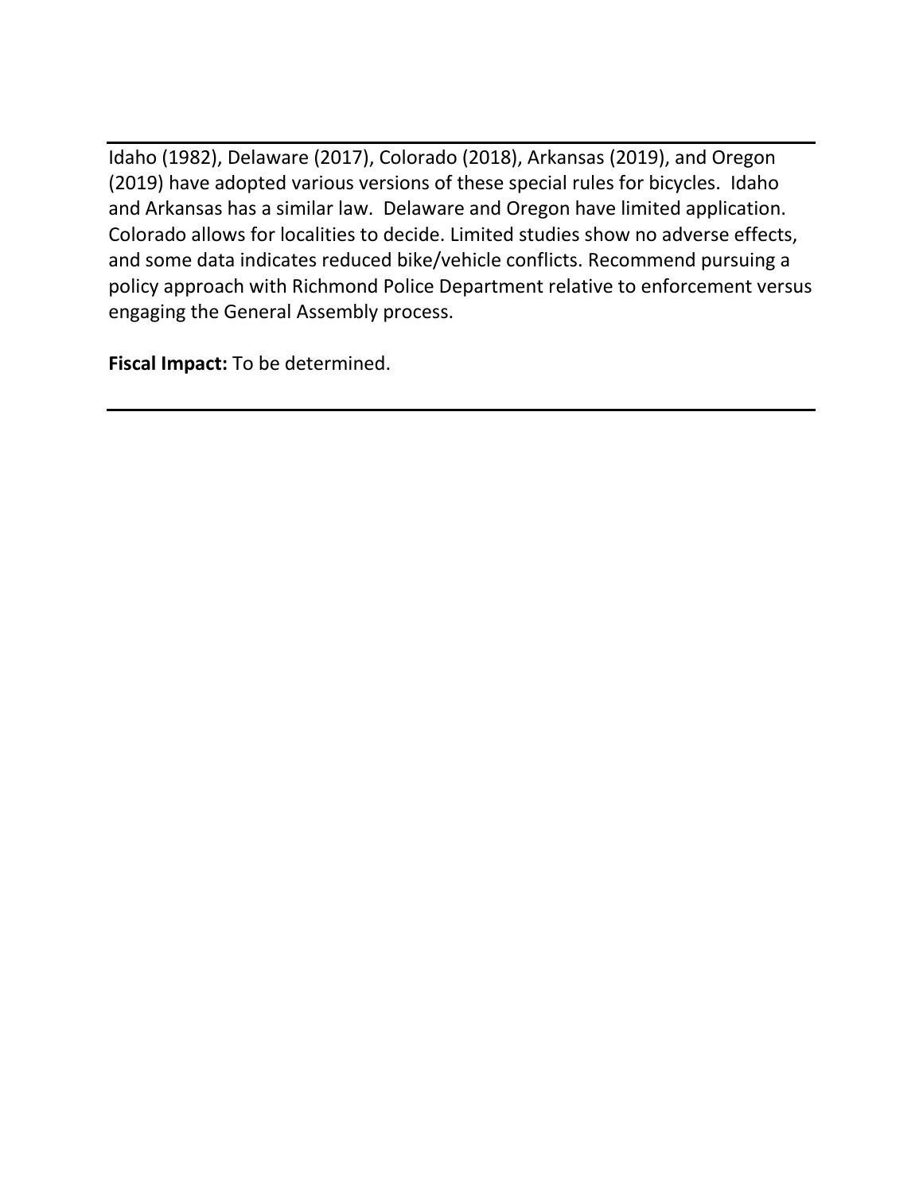Idaho (1982), Delaware (2017), Colorado (2018), Arkansas (2019), and Oregon (2019) have adopted various versions of these special rules for bicycles. Idaho and Arkansas has a similar law. Delaware and Oregon have limited application. Colorado allows for localities to decide. Limited studies show no adverse effects, and some data indicates reduced bike/vehicle conflicts. Recommend pursuing a policy approach with Richmond Police Department relative to enforcement versus engaging the General Assembly process.

**Fiscal Impact:** To be determined.

---